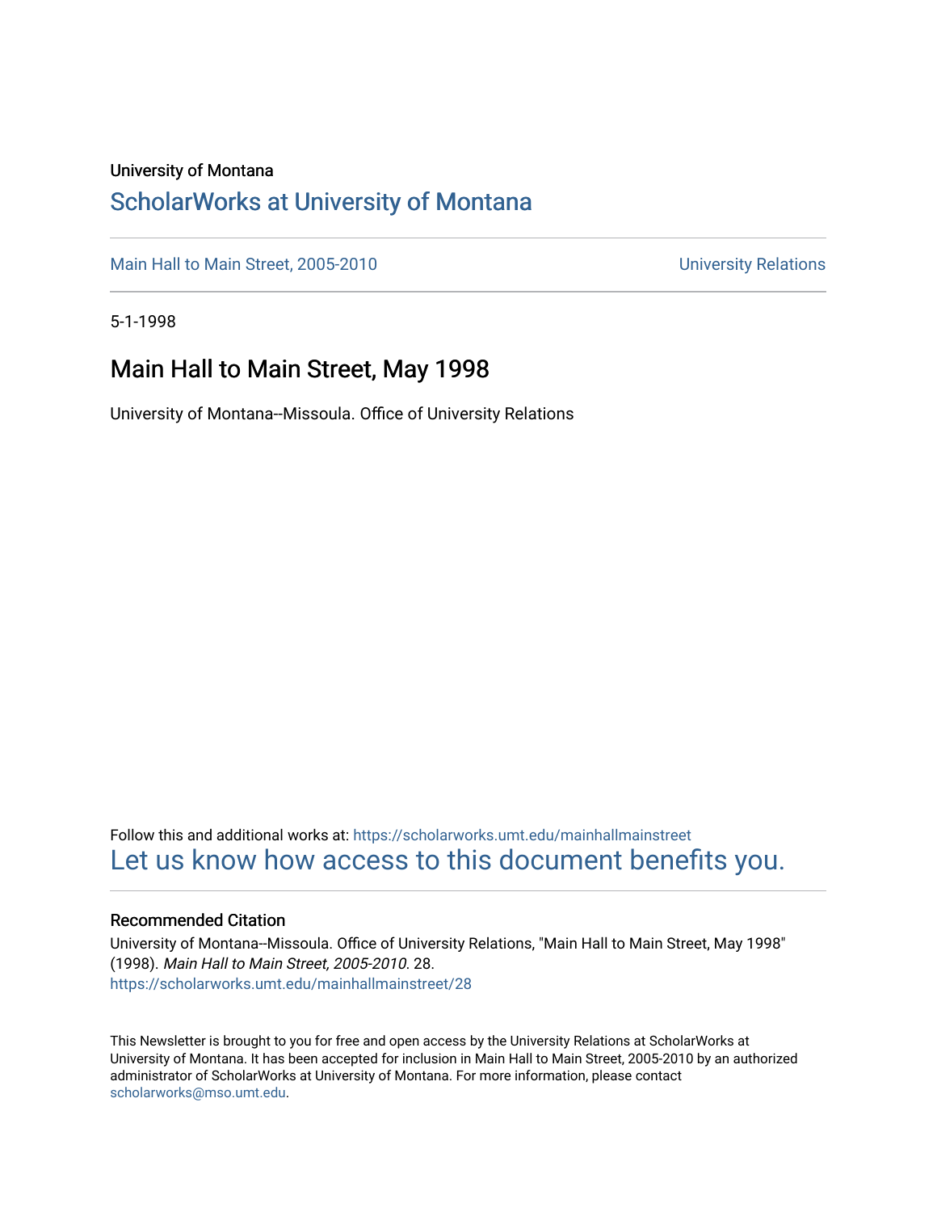University of Montana

# ScholarWorks at University of Montana

Main Hall to Main Street, 2005-2010 — University Relations

5-1-1998

## Main Hall to Main Street, May 1998

University of Montana--Missoula. Office of University Relations

Follow this and additional works at: https://scholarworks.umt.edu/mainhallmainstreet

Let us know how access to this document benefits you.

### Recommended Citation

University of Montana--Missoula. Office of University Relations, "Main Hall to Main Street, May 1998" (1998). *Main Hall to Main Street, 2005-2010*. 28.
https://scholarworks.umt.edu/mainhallmainstreet/28

This Newsletter is brought to you for free and open access by the University Relations at ScholarWorks at University of Montana. It has been accepted for inclusion in Main Hall to Main Street, 2005-2010 by an authorized administrator of ScholarWorks at University of Montana. For more information, please contact scholarworks@mso.umt.edu.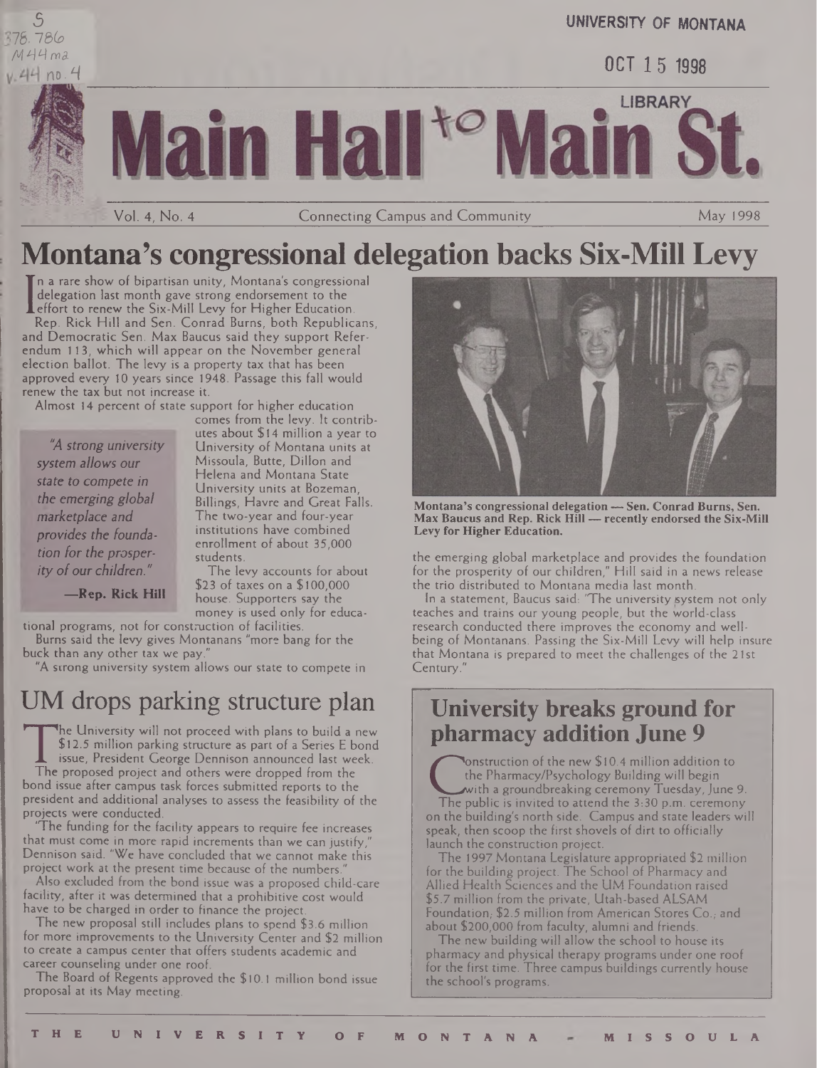UNIVERSITY OF MONTANA

OCT 15 1998

LIBRARY

# Main Hall to Main St.

Vol. 4, No. 4 — Connecting Campus and Community — May 1998

## Montana's congressional delegation backs Six-Mill Levy

In a rare show of bipartisan unity, Montana's congressional delegation last month gave strong endorsement to the effort to renew the Six-Mill Levy for Higher Education.

Rep. Rick Hill and Sen. Conrad Burns, both Republicans, and Democratic Sen. Max Baucus said they support Referendum 113, which will appear on the November general election ballot. The levy is a property tax that has been approved every 10 years since 1948. Passage this fall would renew the tax but not increase it.

Almost 14 percent of state support for higher education comes from the levy. It contributes about $14 million a year to University of Montana units at Missoula, Butte, Dillon and Helena and Montana State University units at Bozeman, Billings, Havre and Great Falls. The two-year and four-year institutions have combined enrollment of about 35,000 students.

> *"A strong university system allows our state to compete in the emerging global marketplace and provides the foundation for the prosperity of our children."*
>
> **—Rep. Rick Hill**

The levy accounts for about $23 of taxes on a $100,000 house. Supporters say the money is used only for educational programs, not for construction of facilities.

Burns said the levy gives Montanans "more bang for the buck than any other tax we pay."

"A strong university system allows our state to compete in the emerging global marketplace and provides the foundation for the prosperity of our children," Hill said in a news release the trio distributed to Montana media last month.

In a statement, Baucus said: "The university system not only teaches and trains our young people, but the world-class research conducted there improves the economy and well-being of Montanans. Passing the Six-Mill Levy will help insure that Montana is prepared to meet the challenges of the 21st Century."

**Montana's congressional delegation — Sen. Conrad Burns, Sen. Max Baucus and Rep. Rick Hill — recently endorsed the Six-Mill Levy for Higher Education.**

## UM drops parking structure plan

The University will not proceed with plans to build a new $12.5 million parking structure as part of a Series E bond issue, President George Dennison announced last week.

The proposed project and others were dropped from the bond issue after campus task forces submitted reports to the president and additional analyses to assess the feasibility of the projects were conducted.

"The funding for the facility appears to require fee increases that must come in more rapid increments than we can justify," Dennison said. "We have concluded that we cannot make this project work at the present time because of the numbers."

Also excluded from the bond issue was a proposed child-care facility, after it was determined that a prohibitive cost would have to be charged in order to finance the project.

The new proposal still includes plans to spend $3.6 million for more improvements to the University Center and $2 million to create a campus center that offers students academic and career counseling under one roof.

The Board of Regents approved the $10.1 million bond issue proposal at its May meeting.

## University breaks ground for pharmacy addition June 9

Construction of the new $10.4 million addition to the Pharmacy/Psychology Building will begin with a groundbreaking ceremony Tuesday, June 9.

The public is invited to attend the 3:30 p.m. ceremony on the building's north side. Campus and state leaders will speak, then scoop the first shovels of dirt to officially launch the construction project.

The 1997 Montana Legislature appropriated $2 million for the building project. The School of Pharmacy and Allied Health Sciences and the UM Foundation raised $5.7 million from the private, Utah-based ALSAM Foundation; $2.5 million from American Stores Co.; and about $200,000 from faculty, alumni and friends.

The new building will allow the school to house its pharmacy and physical therapy programs under one roof for the first time. Three campus buildings currently house the school's programs.

THE UNIVERSITY OF MONTANA - MISSOULA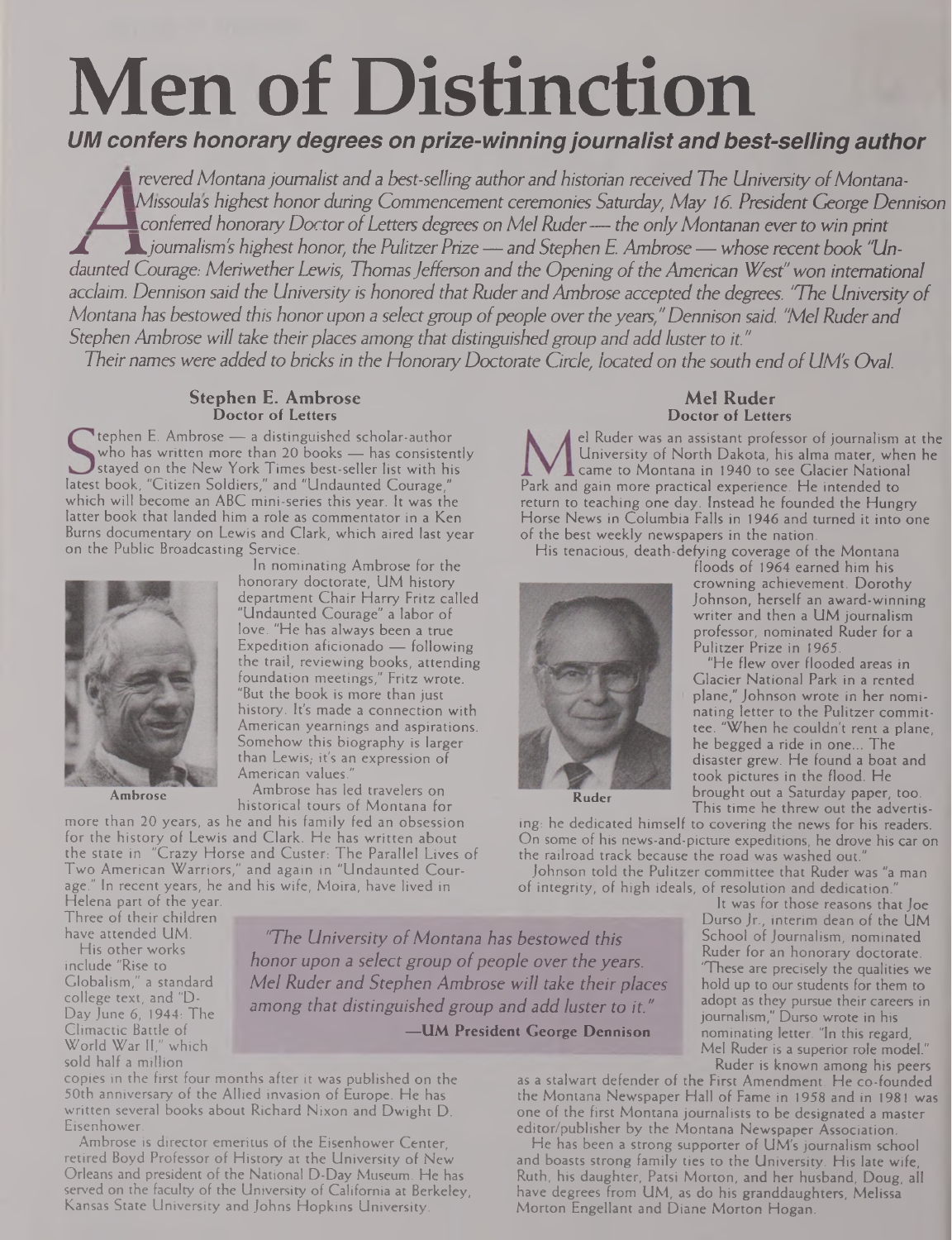# Men of Distinction

***UM confers honorary degrees on prize-winning journalist and best-selling author***

*A revered Montana journalist and a best-selling author and historian received The University of Montana-Missoula's highest honor during Commencement ceremonies Saturday, May 16. President George Dennison conferred honorary Doctor of Letters degrees on Mel Ruder — the only Montanan ever to win print journalism's highest honor, the Pulitzer Prize — and Stephen E. Ambrose — whose recent book "Undaunted Courage: Meriwether Lewis, Thomas Jefferson and the Opening of the American West" won international acclaim. Dennison said the University is honored that Ruder and Ambrose accepted the degrees. "The University of Montana has bestowed this honor upon a select group of people over the years," Dennison said. "Mel Ruder and Stephen Ambrose will take their places among that distinguished group and add luster to it."*

*Their names were added to bricks in the Honorary Doctorate Circle, located on the south end of UM's Oval.*

## Stephen E. Ambrose
### Doctor of Letters

Stephen E. Ambrose — a distinguished scholar-author who has written more than 20 books — has consistently stayed on the New York Times best-seller list with his latest book, "Citizen Soldiers," and "Undaunted Courage," which will become an ABC mini-series this year. It was the latter book that landed him a role as commentator in a Ken Burns documentary on Lewis and Clark, which aired last year on the Public Broadcasting Service.

Ambrose

In nominating Ambrose for the honorary doctorate, UM history department Chair Harry Fritz called "Undaunted Courage" a labor of love. "He has always been a true Expedition aficionado — following the trail, reviewing books, attending foundation meetings," Fritz wrote. "But the book is more than just history. It's made a connection with American yearnings and aspirations. Somehow this biography is larger than Lewis; it's an expression of American values."

Ambrose has led travelers on historical tours of Montana for more than 20 years, as he and his family fed an obsession for the history of Lewis and Clark. He has written about the state in "Crazy Horse and Custer: The Parallel Lives of Two American Warriors," and again in "Undaunted Courage." In recent years, he and his wife, Moira, have lived in Helena part of the year. Three of their children have attended UM.

His other works include "Rise to Globalism," a standard college text, and "D-Day June 6, 1944: The Climactic Battle of World War II," which sold half a million copies in the first four months after it was published on the 50th anniversary of the Allied invasion of Europe. He has written several books about Richard Nixon and Dwight D. Eisenhower.

Ambrose is director emeritus of the Eisenhower Center, retired Boyd Professor of History at the University of New Orleans and president of the National D-Day Museum. He has served on the faculty of the University of California at Berkeley, Kansas State University and Johns Hopkins University.

> *"The University of Montana has bestowed this honor upon a select group of people over the years. Mel Ruder and Stephen Ambrose will take their places among that distinguished group and add luster to it."*
>
> **—UM President George Dennison**

## Mel Ruder
### Doctor of Letters

Mel Ruder was an assistant professor of journalism at the University of North Dakota, his alma mater, when he came to Montana in 1940 to see Glacier National Park and gain more practical experience. He intended to return to teaching one day. Instead he founded the Hungry Horse News in Columbia Falls in 1946 and turned it into one of the best weekly newspapers in the nation.

His tenacious, death-defying coverage of the Montana floods of 1964 earned him his crowning achievement. Dorothy Johnson, herself an award-winning writer and then a UM journalism professor, nominated Ruder for a Pulitzer Prize in 1965.

Ruder

"He flew over flooded areas in Glacier National Park in a rented plane," Johnson wrote in her nominating letter to the Pulitzer committee. "When he couldn't rent a plane, he begged a ride in one... The disaster grew. He found a boat and took pictures in the flood. He brought out a Saturday paper, too. This time he threw out the advertising: he dedicated himself to covering the news for his readers. On some of his news-and-picture expeditions, he drove his car on the railroad track because the road was washed out."

Johnson told the Pulitzer committee that Ruder was "a man of integrity, of high ideals, of resolution and dedication."

It was for those reasons that Joe Durso Jr., interim dean of the UM School of Journalism, nominated Ruder for an honorary doctorate. "These are precisely the qualities we hold up to our students for them to adopt as they pursue their careers in journalism," Durso wrote in his nominating letter. "In this regard, Mel Ruder is a superior role model."

Ruder is known among his peers as a stalwart defender of the First Amendment. He co-founded the Montana Newspaper Hall of Fame in 1958 and in 1981 was one of the first Montana journalists to be designated a master editor/publisher by the Montana Newspaper Association.

He has been a strong supporter of UM's journalism school and boasts strong family ties to the University. His late wife, Ruth, his daughter, Patsi Morton, and her husband, Doug, all have degrees from UM, as do his granddaughters, Melissa Morton Engellant and Diane Morton Hogan.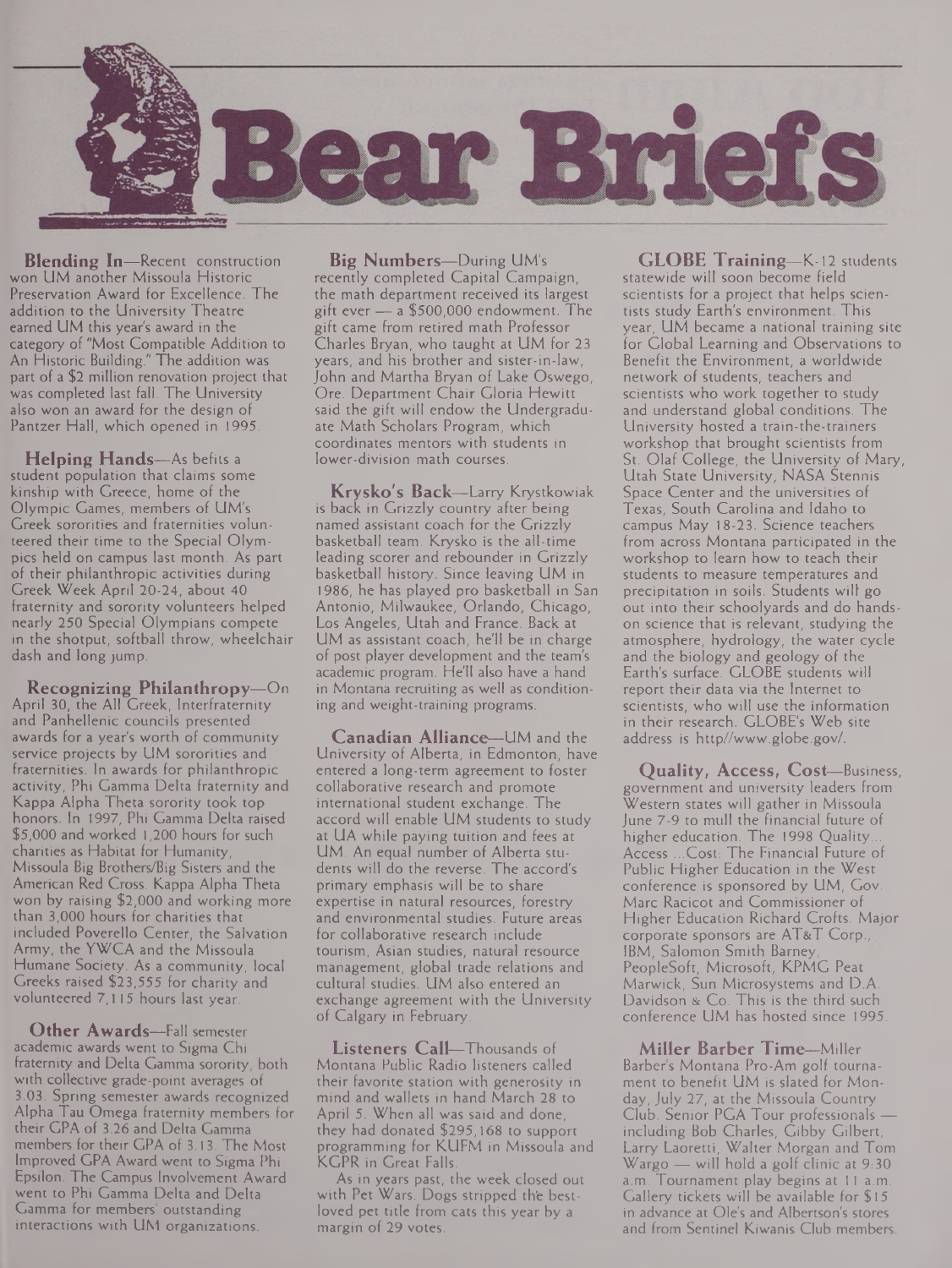# Bear Briefs

**Blending In**—Recent construction won UM another Missoula Historic Preservation Award for Excellence. The addition to the University Theatre earned UM this year's award in the category of "Most Compatible Addition to An Historic Building." The addition was part of a $2 million renovation project that was completed last fall. The University also won an award for the design of Pantzer Hall, which opened in 1995.

**Helping Hands**—As befits a student population that claims some kinship with Greece, home of the Olympic Games, members of UM's Greek sororities and fraternities volunteered their time to the Special Olympics held on campus last month. As part of their philanthropic activities during Greek Week April 20-24, about 40 fraternity and sorority volunteers helped nearly 250 Special Olympians compete in the shotput, softball throw, wheelchair dash and long jump.

**Recognizing Philanthropy**—On April 30, the All Greek, Interfraternity and Panhellenic councils presented awards for a year's worth of community service projects by UM sororities and fraternities. In awards for philanthropic activity, Phi Gamma Delta fraternity and Kappa Alpha Theta sorority took top honors. In 1997, Phi Gamma Delta raised $5,000 and worked 1,200 hours for such charities as Habitat for Humanity, Missoula Big Brothers/Big Sisters and the American Red Cross. Kappa Alpha Theta won by raising $2,000 and working more than 3,000 hours for charities that included Poverello Center, the Salvation Army, the YWCA and the Missoula Humane Society. As a community, local Greeks raised $23,555 for charity and volunteered 7,115 hours last year.

**Other Awards**—Fall semester academic awards went to Sigma Chi fraternity and Delta Gamma sorority, both with collective grade-point averages of 3.03. Spring semester awards recognized Alpha Tau Omega fraternity members for their GPA of 3.26 and Delta Gamma members for their GPA of 3.13. The Most Improved GPA Award went to Sigma Phi Epsilon. The Campus Involvement Award went to Phi Gamma Delta and Delta Gamma for members' outstanding interactions with UM organizations.

**Big Numbers**—During UM's recently completed Capital Campaign, the math department received its largest gift ever — a $500,000 endowment. The gift came from retired math Professor Charles Bryan, who taught at UM for 23 years, and his brother and sister-in-law, John and Martha Bryan of Lake Oswego, Ore. Department Chair Gloria Hewitt said the gift will endow the Undergraduate Math Scholars Program, which coordinates mentors with students in lower-division math courses.

**Krysko's Back**—Larry Krystkowiak is back in Grizzly country after being named assistant coach for the Grizzly basketball team. Krysko is the all-time leading scorer and rebounder in Grizzly basketball history. Since leaving UM in 1986, he has played pro basketball in San Antonio, Milwaukee, Orlando, Chicago, Los Angeles, Utah and France. Back at UM as assistant coach, he'll be in charge of post player development and the team's academic program. He'll also have a hand in Montana recruiting as well as conditioning and weight-training programs.

**Canadian Alliance**—UM and the University of Alberta, in Edmonton, have entered a long-term agreement to foster collaborative research and promote international student exchange. The accord will enable UM students to study at UA while paying tuition and fees at UM. An equal number of Alberta students will do the reverse. The accord's primary emphasis will be to share expertise in natural resources, forestry and environmental studies. Future areas for collaborative research include tourism, Asian studies, natural resource management, global trade relations and cultural studies. UM also entered an exchange agreement with the University of Calgary in February.

**Listeners Call**—Thousands of Montana Public Radio listeners called their favorite station with generosity in mind and wallets in hand March 28 to April 5. When all was said and done, they had donated $295,168 to support programming for KUFM in Missoula and KGPR in Great Falls.

As in years past, the week closed out with Pet Wars. Dogs stripped the best-loved pet title from cats this year by a margin of 29 votes.

**GLOBE Training**—K-12 students statewide will soon become field scientists for a project that helps scientists study Earth's environment. This year, UM became a national training site for Global Learning and Observations to Benefit the Environment, a worldwide network of students, teachers and scientists who work together to study and understand global conditions. The University hosted a train-the-trainers workshop that brought scientists from St. Olaf College, the University of Mary, Utah State University, NASA Stennis Space Center and the universities of Texas, South Carolina and Idaho to campus May 18-23. Science teachers from across Montana participated in the workshop to learn how to teach their students to measure temperatures and precipitation in soils. Students will go out into their schoolyards and do hands-on science that is relevant, studying the atmosphere, hydrology, the water cycle and the biology and geology of the Earth's surface. GLOBE students will report their data via the Internet to scientists, who will use the information in their research. GLOBE's Web site address is http//www.globe.gov/.

**Quality, Access, Cost**—Business, government and university leaders from Western states will gather in Missoula June 7-9 to mull the financial future of higher education. The 1998 Quality... Access ...Cost: The Financial Future of Public Higher Education in the West conference is sponsored by UM, Gov. Marc Racicot and Commissioner of Higher Education Richard Crofts. Major corporate sponsors are AT&T Corp., IBM, Salomon Smith Barney, PeopleSoft, Microsoft, KPMG Peat Marwick, Sun Microsystems and D.A. Davidson & Co. This is the third such conference UM has hosted since 1995.

**Miller Barber Time**—Miller Barber's Montana Pro-Am golf tournament to benefit UM is slated for Monday, July 27, at the Missoula Country Club. Senior PGA Tour professionals — including Bob Charles, Gibby Gilbert, Larry Laoretti, Walter Morgan and Tom Wargo — will hold a golf clinic at 9:30 a.m. Tournament play begins at 11 a.m. Gallery tickets will be available for $15 in advance at Ole's and Albertson's stores and from Sentinel Kiwanis Club members.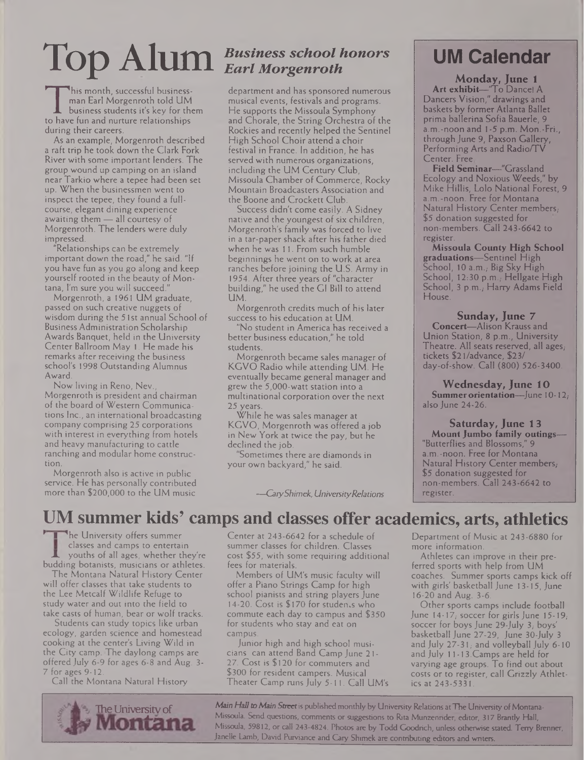# Top Alum

## *Business school honors Earl Morgenroth*

This month, successful businessman Earl Morgenroth told UM business students it's key for them to have fun and nurture relationships during their careers.

As an example, Morgenroth described a raft trip he took down the Clark Fork River with some important lenders. The group wound up camping on an island near Tarkio where a tepee had been set up. When the businessmen went to inspect the tepee, they found a full-course, elegant dining experience awaiting them — all courtesy of Morgenroth. The lenders were duly impressed.

"Relationships can be extremely important down the road," he said. "If you have fun as you go along and keep yourself rooted in the beauty of Montana, I'm sure you will succeed."

Morgenroth, a 1961 UM graduate, passed on such creative nuggets of wisdom during the 51st annual School of Business Administration Scholarship Awards Banquet, held in the University Center Ballroom May 1. He made his remarks after receiving the business school's 1998 Outstanding Alumnus Award.

Now living in Reno, Nev., Morgenroth is president and chairman of the board of Western Communications Inc., an international broadcasting company comprising 25 corporations with interest in everything from hotels and heavy manufacturing to cattle ranching and modular home construction.

Morgenroth also is active in public service. He has personally contributed more than $200,000 to the UM music department and has sponsored numerous musical events, festivals and programs. He supports the Missoula Symphony and Chorale, the String Orchestra of the Rockies and recently helped the Sentinel High School Choir attend a choir festival in France. In addition, he has served with numerous organizations, including the UM Century Club, Missoula Chamber of Commerce, Rocky Mountain Broadcasters Association and the Boone and Crockett Club.

Success didn't come easily. A Sidney native and the youngest of six children, Morgenroth's family was forced to live in a tar-paper shack after his father died when he was 11. From such humble beginnings he went on to work at area ranches before joining the U.S. Army in 1954. After three years of "character building," he used the GI Bill to attend UM.

Morgenroth credits much of his later success to his education at UM.

"No student in America has received a better business education," he told students.

Morgenroth became sales manager of KGVO Radio while attending UM. He eventually became general manager and grew the 5,000-watt station into a multinational corporation over the next 25 years.

While he was sales manager at KGVO, Morgenroth was offered a job in New York at twice the pay, but he declined the job.

"Sometimes there are diamonds in your own backyard," he said.

*—Cary Shimek, University Relations*

# UM Calendar

**Monday, June 1**

**Art exhibit**—"To Dance! A Dancers Vision," drawings and baskets by former Atlanta Ballet prima ballerina Sofia Bauerle, 9 a.m.-noon and 1-5 p.m. Mon.-Fri., through June 9, Paxson Gallery, Performing Arts and Radio/TV Center. Free.

**Field Seminar**—"Grassland Ecology and Noxious Weeds," by Mike Hillis, Lolo National Forest, 9 a.m.-noon. Free for Montana Natural History Center members; $5 donation suggested for non-members. Call 243-6642 to register.

**Missoula County High School graduations**—Sentinel High School, 10 a.m.; Big Sky High School, 12:30 p.m.; Hellgate High School, 3 p.m.; Harry Adams Field House.

**Sunday, June 7**

**Concert**—Alison Krauss and Union Station, 8 p.m., University Theatre. All seats reserved, all ages; tickets $21/advance, $23/day-of-show. Call (800) 526-3400.

**Wednesday, June 10**

**Summer orientation**—June 10-12; also June 24-26.

**Saturday, June 13**

**Mount Jumbo family outings**—"Butterflies and Blossoms," 9 a.m.-noon. Free for Montana Natural History Center members; $5 donation suggested for non-members. Call 243-6642 to register.

# UM summer kids' camps and classes offer academics, arts, athletics

The University offers summer classes and camps to entertain youths of all ages, whether they're budding botanists, musicians or athletes.

The Montana Natural History Center will offer classes that take students to the Lee Metcalf Wildlife Refuge to study water and out into the field to take casts of human, bear or wolf tracks.

Students can study topics like urban ecology, garden science and homestead cooking at the center's Living Wild in the City camp. The daylong camps are offered July 6-9 for ages 6-8 and Aug. 3-7 for ages 9-12.

Call the Montana Natural History Center at 243-6642 for a schedule of summer classes for children. Classes cost $55, with some requiring additional fees for materials.

Members of UM's music faculty will offer a Piano Strings Camp for high school pianists and string players June 14-20. Cost is $170 for students who commute each day to campus and $350 for students who stay and eat on campus.

Junior high and high school musicians can attend Band Camp June 21-27. Cost is $120 for commuters and $300 for resident campers. Musical Theater Camp runs July 5-11. Call UM's Department of Music at 243-6880 for more information.

Athletes can improve in their preferred sports with help from UM coaches. Summer sports camps kick off with girls' basketball June 13-15, June 16-20 and Aug. 3-6.

Other sports camps include football June 14-17; soccer for girls June 15-19; soccer for boys June 29-July 3; boys' basketball June 27-29, June 30-July 3 and July 27-31; and volleyball July 6-10 and July 11-13. Camps are held for varying age groups. To find out about costs or to register, call Grizzly Athletics at 243-5331.

The University of Montana

*Main Hall to Main Street* is published monthly by University Relations at The University of Montana-Missoula. Send questions, comments or suggestions to Rita Munzenrider, editor, 317 Brantly Hall, Missoula, 59812, or call 243-4824. Photos are by Todd Goodrich, unless otherwise stated. Terry Brenner, Janelle Lamb, David Purviance and Cary Shimek are contributing editors and writers.